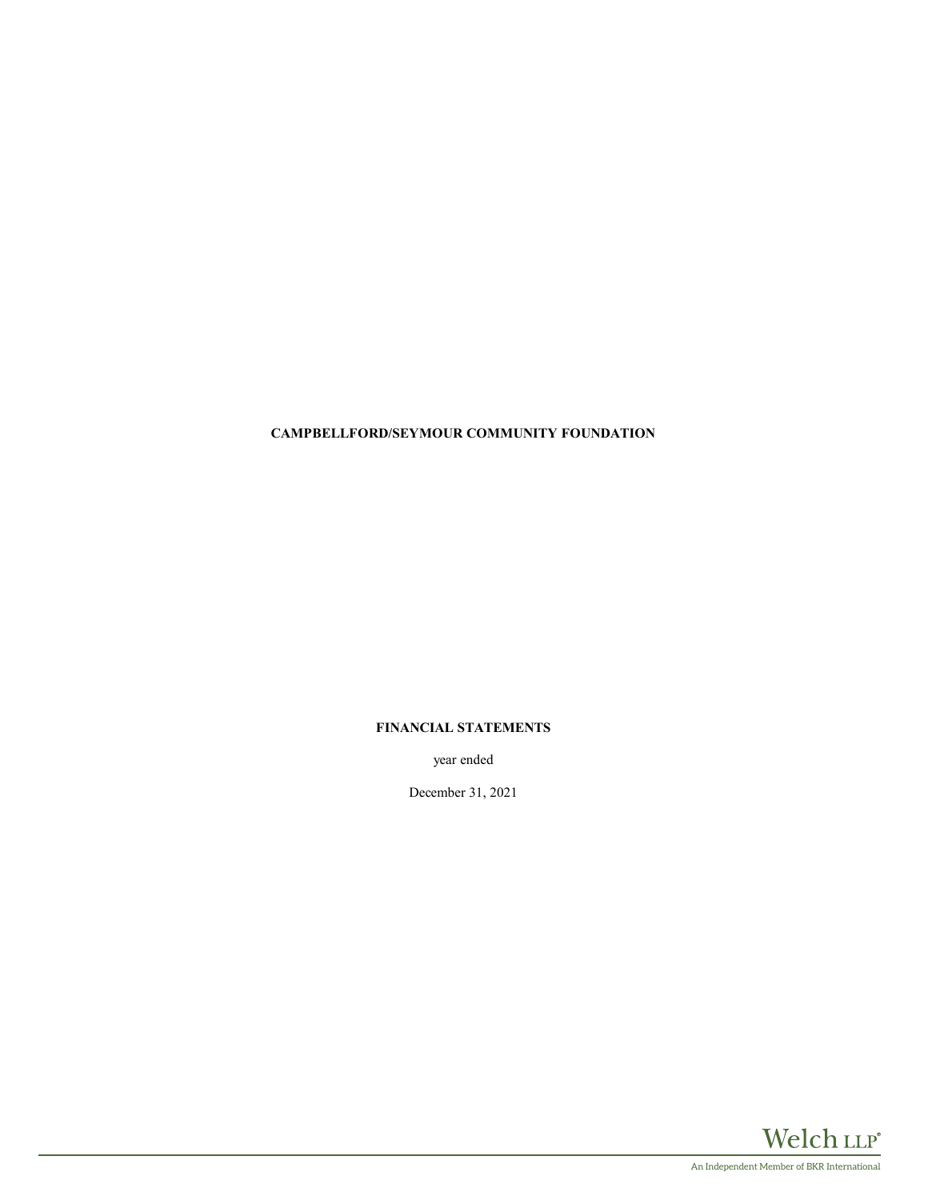# CAMPBELLFORD/SEYMOUR COMMUNITY FOUNDATION

## FINANCIAL STATEMENTS

year ended

December 31, 2021

Welch LLP®

An Independent Member of BKR International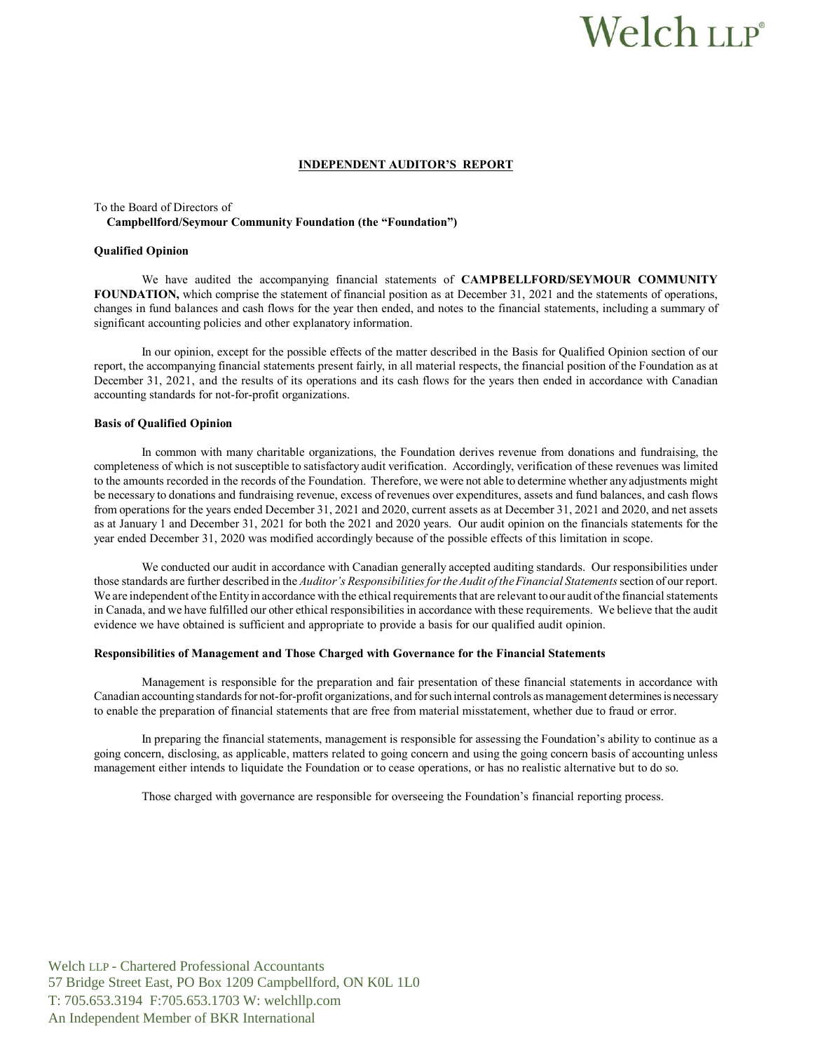# Welch LLP®

## INDEPENDENT AUDITOR'S REPORT

To the Board of Directors of
**Campbellford/Seymour Community Foundation (the "Foundation")**

### Qualified Opinion

We have audited the accompanying financial statements of **CAMPBELLFORD/SEYMOUR COMMUNITY FOUNDATION,** which comprise the statement of financial position as at December 31, 2021 and the statements of operations, changes in fund balances and cash flows for the year then ended, and notes to the financial statements, including a summary of significant accounting policies and other explanatory information.

In our opinion, except for the possible effects of the matter described in the Basis for Qualified Opinion section of our report, the accompanying financial statements present fairly, in all material respects, the financial position of the Foundation as at December 31, 2021, and the results of its operations and its cash flows for the years then ended in accordance with Canadian accounting standards for not-for-profit organizations.

### Basis of Qualified Opinion

In common with many charitable organizations, the Foundation derives revenue from donations and fundraising, the completeness of which is not susceptible to satisfactory audit verification. Accordingly, verification of these revenues was limited to the amounts recorded in the records of the Foundation. Therefore, we were not able to determine whether any adjustments might be necessary to donations and fundraising revenue, excess of revenues over expenditures, assets and fund balances, and cash flows from operations for the years ended December 31, 2021 and 2020, current assets as at December 31, 2021 and 2020, and net assets as at January 1 and December 31, 2021 for both the 2021 and 2020 years. Our audit opinion on the financials statements for the year ended December 31, 2020 was modified accordingly because of the possible effects of this limitation in scope.

We conducted our audit in accordance with Canadian generally accepted auditing standards. Our responsibilities under those standards are further described in the *Auditor's Responsibilities for the Audit of the Financial Statements* section of our report. We are independent of the Entity in accordance with the ethical requirements that are relevant to our audit of the financial statements in Canada, and we have fulfilled our other ethical responsibilities in accordance with these requirements. We believe that the audit evidence we have obtained is sufficient and appropriate to provide a basis for our qualified audit opinion.

### Responsibilities of Management and Those Charged with Governance for the Financial Statements

Management is responsible for the preparation and fair presentation of these financial statements in accordance with Canadian accounting standards for not-for-profit organizations, and for such internal controls as management determines is necessary to enable the preparation of financial statements that are free from material misstatement, whether due to fraud or error.

In preparing the financial statements, management is responsible for assessing the Foundation's ability to continue as a going concern, disclosing, as applicable, matters related to going concern and using the going concern basis of accounting unless management either intends to liquidate the Foundation or to cease operations, or has no realistic alternative but to do so.

Those charged with governance are responsible for overseeing the Foundation's financial reporting process.

Welch LLP - Chartered Professional Accountants
57 Bridge Street East, PO Box 1209 Campbellford, ON K0L 1L0
T: 705.653.3194 F:705.653.1703 W: welchllp.com
An Independent Member of BKR International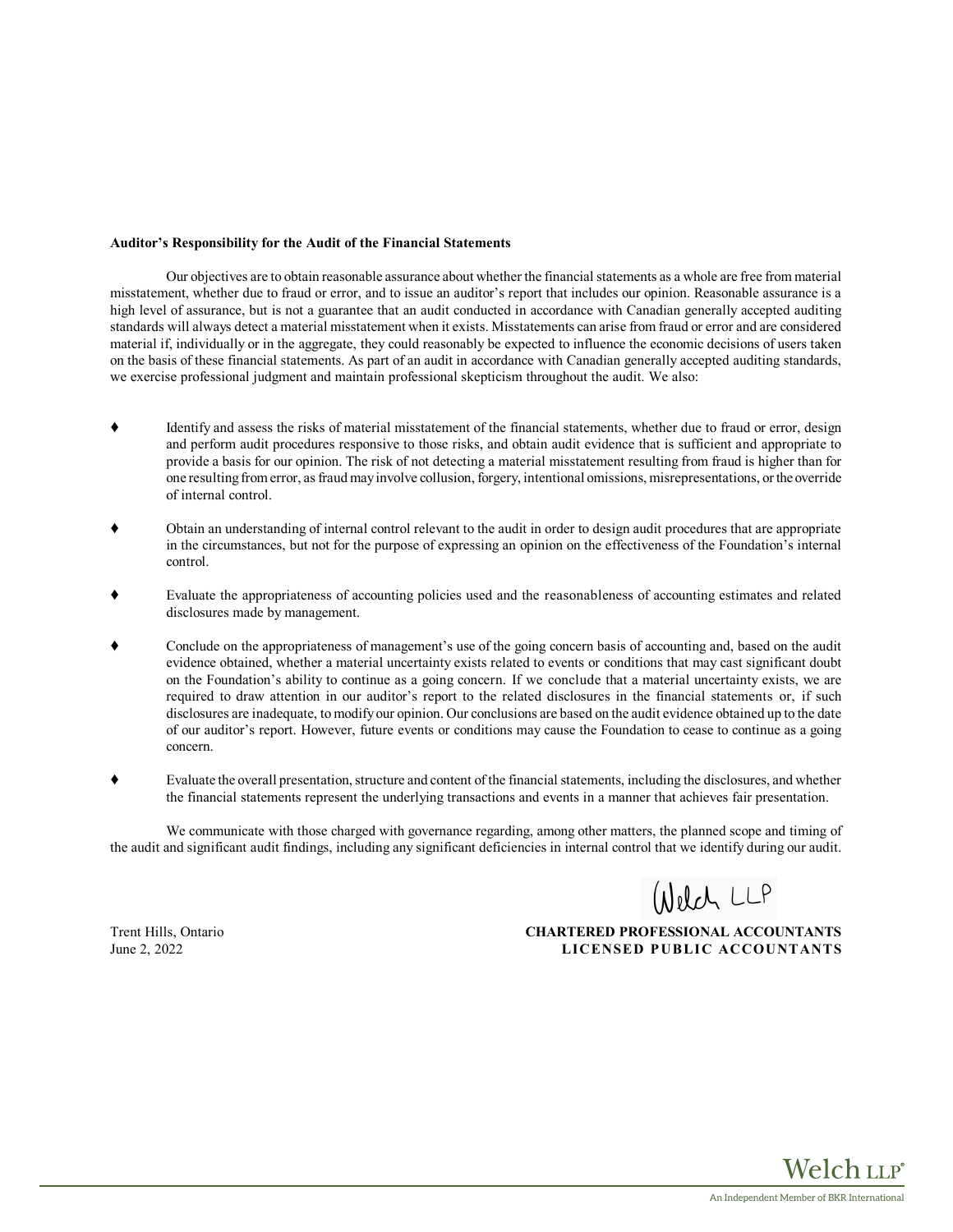**Auditor's Responsibility for the Audit of the Financial Statements**

Our objectives are to obtain reasonable assurance about whether the financial statements as a whole are free from material misstatement, whether due to fraud or error, and to issue an auditor's report that includes our opinion. Reasonable assurance is a high level of assurance, but is not a guarantee that an audit conducted in accordance with Canadian generally accepted auditing standards will always detect a material misstatement when it exists. Misstatements can arise from fraud or error and are considered material if, individually or in the aggregate, they could reasonably be expected to influence the economic decisions of users taken on the basis of these financial statements. As part of an audit in accordance with Canadian generally accepted auditing standards, we exercise professional judgment and maintain professional skepticism throughout the audit. We also:

- Identify and assess the risks of material misstatement of the financial statements, whether due to fraud or error, design and perform audit procedures responsive to those risks, and obtain audit evidence that is sufficient and appropriate to provide a basis for our opinion. The risk of not detecting a material misstatement resulting from fraud is higher than for one resulting from error, as fraud may involve collusion, forgery, intentional omissions, misrepresentations, or the override of internal control.

- Obtain an understanding of internal control relevant to the audit in order to design audit procedures that are appropriate in the circumstances, but not for the purpose of expressing an opinion on the effectiveness of the Foundation's internal control.

- Evaluate the appropriateness of accounting policies used and the reasonableness of accounting estimates and related disclosures made by management.

- Conclude on the appropriateness of management's use of the going concern basis of accounting and, based on the audit evidence obtained, whether a material uncertainty exists related to events or conditions that may cast significant doubt on the Foundation's ability to continue as a going concern. If we conclude that a material uncertainty exists, we are required to draw attention in our auditor's report to the related disclosures in the financial statements or, if such disclosures are inadequate, to modify our opinion. Our conclusions are based on the audit evidence obtained up to the date of our auditor's report. However, future events or conditions may cause the Foundation to cease to continue as a going concern.

- Evaluate the overall presentation, structure and content of the financial statements, including the disclosures, and whether the financial statements represent the underlying transactions and events in a manner that achieves fair presentation.

We communicate with those charged with governance regarding, among other matters, the planned scope and timing of the audit and significant audit findings, including any significant deficiencies in internal control that we identify during our audit.

Welch LLP

Trent Hills, Ontario
June 2, 2022

**CHARTERED PROFESSIONAL ACCOUNTANTS**
**LICENSED PUBLIC ACCOUNTANTS**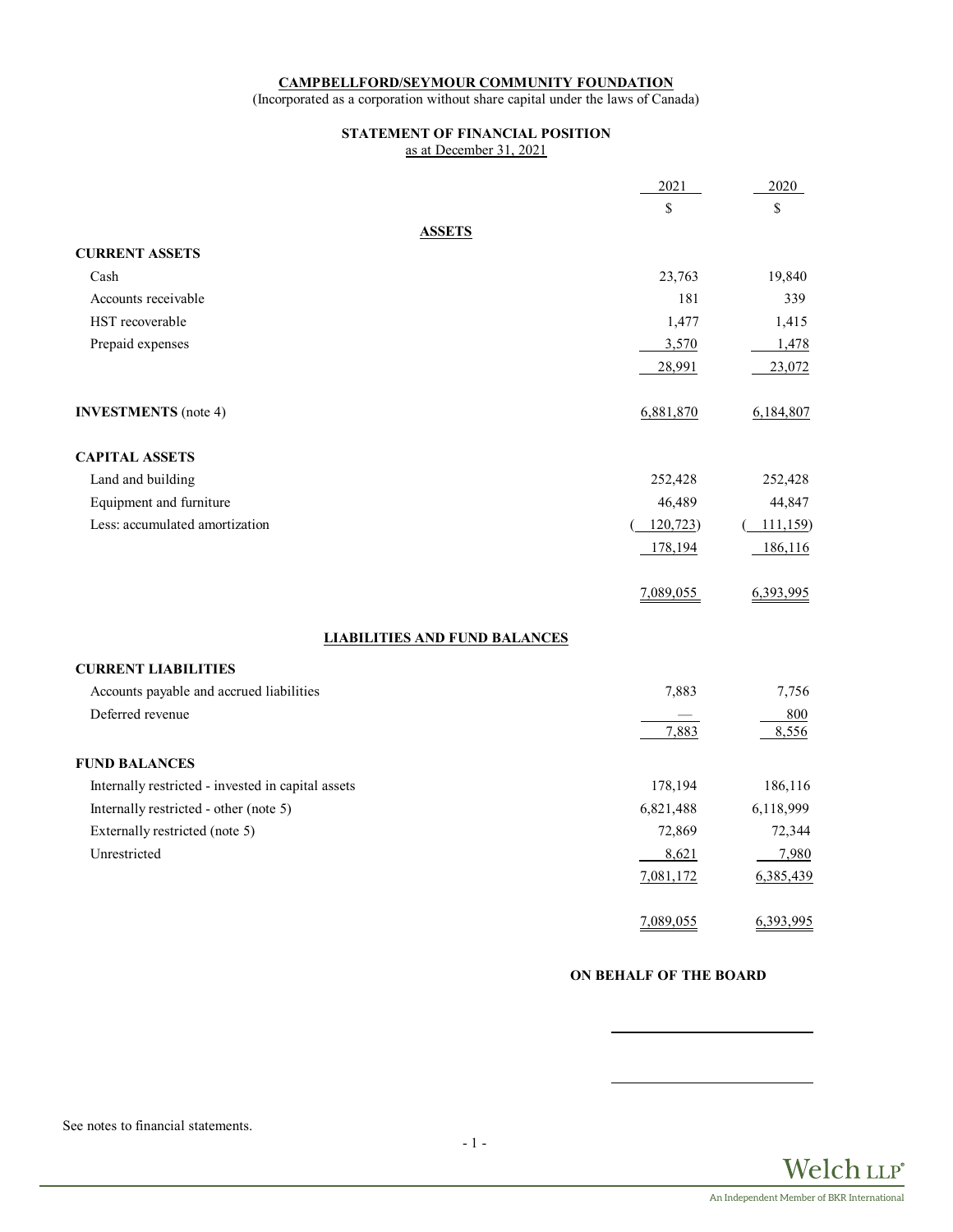**CAMPBELLFORD/SEYMOUR COMMUNITY FOUNDATION**

(Incorporated as a corporation without share capital under the laws of Canada)

## STATEMENT OF FINANCIAL POSITION

as at December 31, 2021

| | 2021 | 2020 |
|---|---|---|
| | $ | $ |
| **ASSETS** | | |
| **CURRENT ASSETS** | | |
| Cash | 23,763 | 19,840 |
| Accounts receivable | 181 | 339 |
| HST recoverable | 1,477 | 1,415 |
| Prepaid expenses | 3,570 | 1,478 |
| | 28,991 | 23,072 |
| **INVESTMENTS** (note 4) | 6,881,870 | 6,184,807 |
| **CAPITAL ASSETS** | | |
| Land and building | 252,428 | 252,428 |
| Equipment and furniture | 46,489 | 44,847 |
| Less: accumulated amortization | (120,723) | (111,159) |
| | 178,194 | 186,116 |
| | 7,089,055 | 6,393,995 |
| **LIABILITIES AND FUND BALANCES** | | |
| **CURRENT LIABILITIES** | | |
| Accounts payable and accrued liabilities | 7,883 | 7,756 |
| Deferred revenue | — | 800 |
| | 7,883 | 8,556 |
| **FUND BALANCES** | | |
| Internally restricted - invested in capital assets | 178,194 | 186,116 |
| Internally restricted - other (note 5) | 6,821,488 | 6,118,999 |
| Externally restricted (note 5) | 72,869 | 72,344 |
| Unrestricted | 8,621 | 7,980 |
| | 7,081,172 | 6,385,439 |
| | 7,089,055 | 6,393,995 |

**ON BEHALF OF THE BOARD**

\_\_\_\_\_\_\_\_\_\_\_\_\_\_\_\_\_\_\_\_\_\_\_\_\_\_\_\_

\_\_\_\_\_\_\_\_\_\_\_\_\_\_\_\_\_\_\_\_\_\_\_\_\_\_\_\_

See notes to financial statements.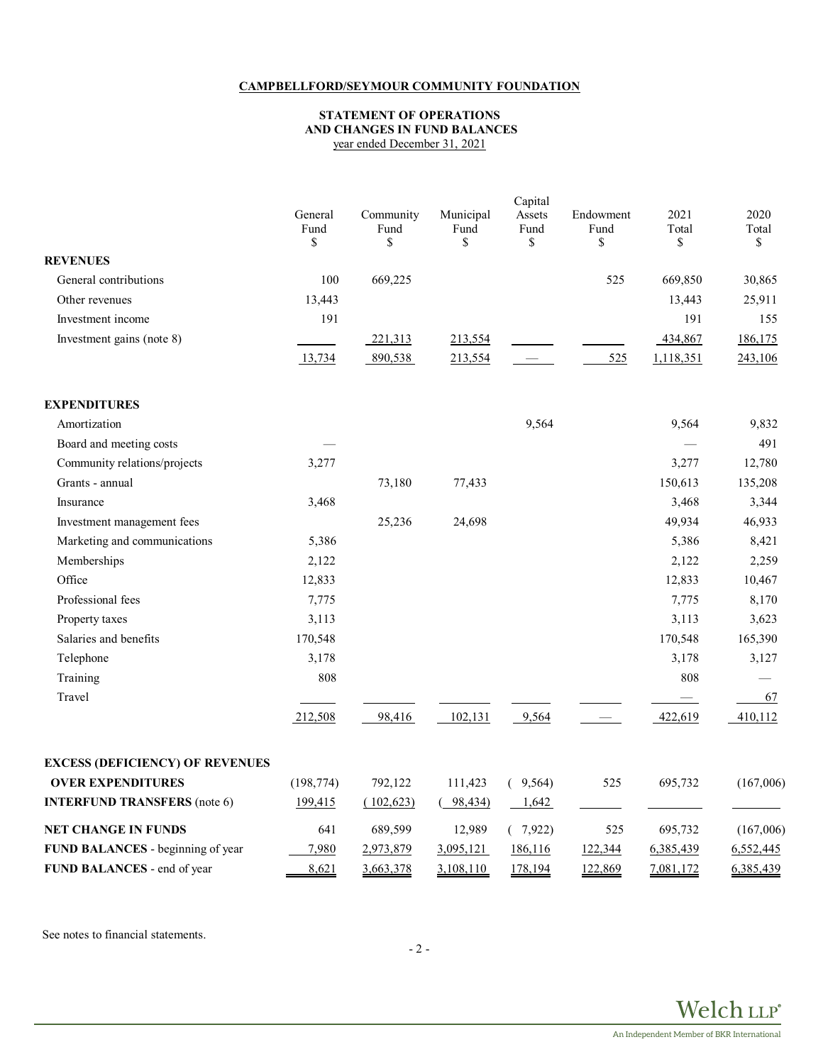**CAMPBELLFORD/SEYMOUR COMMUNITY FOUNDATION**

**STATEMENT OF OPERATIONS AND CHANGES IN FUND BALANCES**

year ended December 31, 2021

| | General Fund $ | Community Fund $ | Municipal Fund $ | Capital Assets Fund $ | Endowment Fund $ | 2021 Total $ | 2020 Total $ |
|---|---|---|---|---|---|---|---|
| **REVENUES** | | | | | | | |
| General contributions | 100 | 669,225 | | | 525 | 669,850 | 30,865 |
| Other revenues | 13,443 | | | | | 13,443 | 25,911 |
| Investment income | 191 | | | | | 191 | 155 |
| Investment gains (note 8) | | 221,313 | 213,554 | | | 434,867 | 186,175 |
| | 13,734 | 890,538 | 213,554 | — | 525 | 1,118,351 | 243,106 |
| **EXPENDITURES** | | | | | | | |
| Amortization | | | | 9,564 | | 9,564 | 9,832 |
| Board and meeting costs | — | | | | | — | 491 |
| Community relations/projects | 3,277 | | | | | 3,277 | 12,780 |
| Grants - annual | | 73,180 | 77,433 | | | 150,613 | 135,208 |
| Insurance | 3,468 | | | | | 3,468 | 3,344 |
| Investment management fees | | 25,236 | 24,698 | | | 49,934 | 46,933 |
| Marketing and communications | 5,386 | | | | | 5,386 | 8,421 |
| Memberships | 2,122 | | | | | 2,122 | 2,259 |
| Office | 12,833 | | | | | 12,833 | 10,467 |
| Professional fees | 7,775 | | | | | 7,775 | 8,170 |
| Property taxes | 3,113 | | | | | 3,113 | 3,623 |
| Salaries and benefits | 170,548 | | | | | 170,548 | 165,390 |
| Telephone | 3,178 | | | | | 3,178 | 3,127 |
| Training | 808 | | | | | 808 | — |
| Travel | | | | | | — | 67 |
| | 212,508 | 98,416 | 102,131 | 9,564 | — | 422,619 | 410,112 |
| **EXCESS (DEFICIENCY) OF REVENUES OVER EXPENDITURES** | (198,774) | 792,122 | 111,423 | ( 9,564) | 525 | 695,732 | (167,006) |
| **INTERFUND TRANSFERS** (note 6) | 199,415 | (102,623) | ( 98,434) | 1,642 | | | |
| **NET CHANGE IN FUNDS** | 641 | 689,599 | 12,989 | ( 7,922) | 525 | 695,732 | (167,006) |
| **FUND BALANCES** - beginning of year | 7,980 | 2,973,879 | 3,095,121 | 186,116 | 122,344 | 6,385,439 | 6,552,445 |
| **FUND BALANCES** - end of year | 8,621 | 3,663,378 | 3,108,110 | 178,194 | 122,869 | 7,081,172 | 6,385,439 |

See notes to financial statements.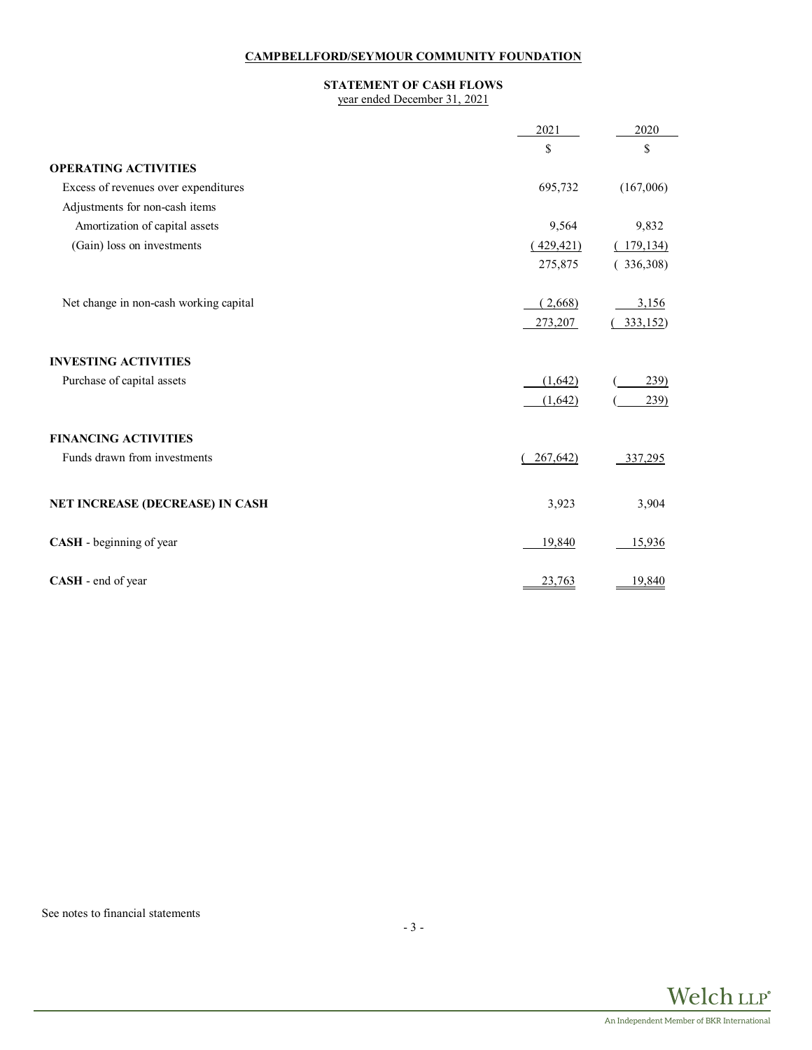**CAMPBELLFORD/SEYMOUR COMMUNITY FOUNDATION**

**STATEMENT OF CASH FLOWS**
year ended December 31, 2021

| | 2021 | 2020 |
|---|---|---|
| | $ | $ |
| **OPERATING ACTIVITIES** | | |
| Excess of revenues over expenditures | 695,732 | (167,006) |
| Adjustments for non-cash items | | |
| Amortization of capital assets | 9,564 | 9,832 |
| (Gain) loss on investments | (429,421) | (179,134) |
| | 275,875 | (336,308) |
| Net change in non-cash working capital | (2,668) | 3,156 |
| | 273,207 | (333,152) |
| **INVESTING ACTIVITIES** | | |
| Purchase of capital assets | (1,642) | (239) |
| | (1,642) | (239) |
| **FINANCING ACTIVITIES** | | |
| Funds drawn from investments | (267,642) | 337,295 |
| **NET INCREASE (DECREASE) IN CASH** | 3,923 | 3,904 |
| **CASH** - beginning of year | 19,840 | 15,936 |
| **CASH** - end of year | 23,763 | 19,840 |

See notes to financial statements

Welch LLP
An Independent Member of BKR International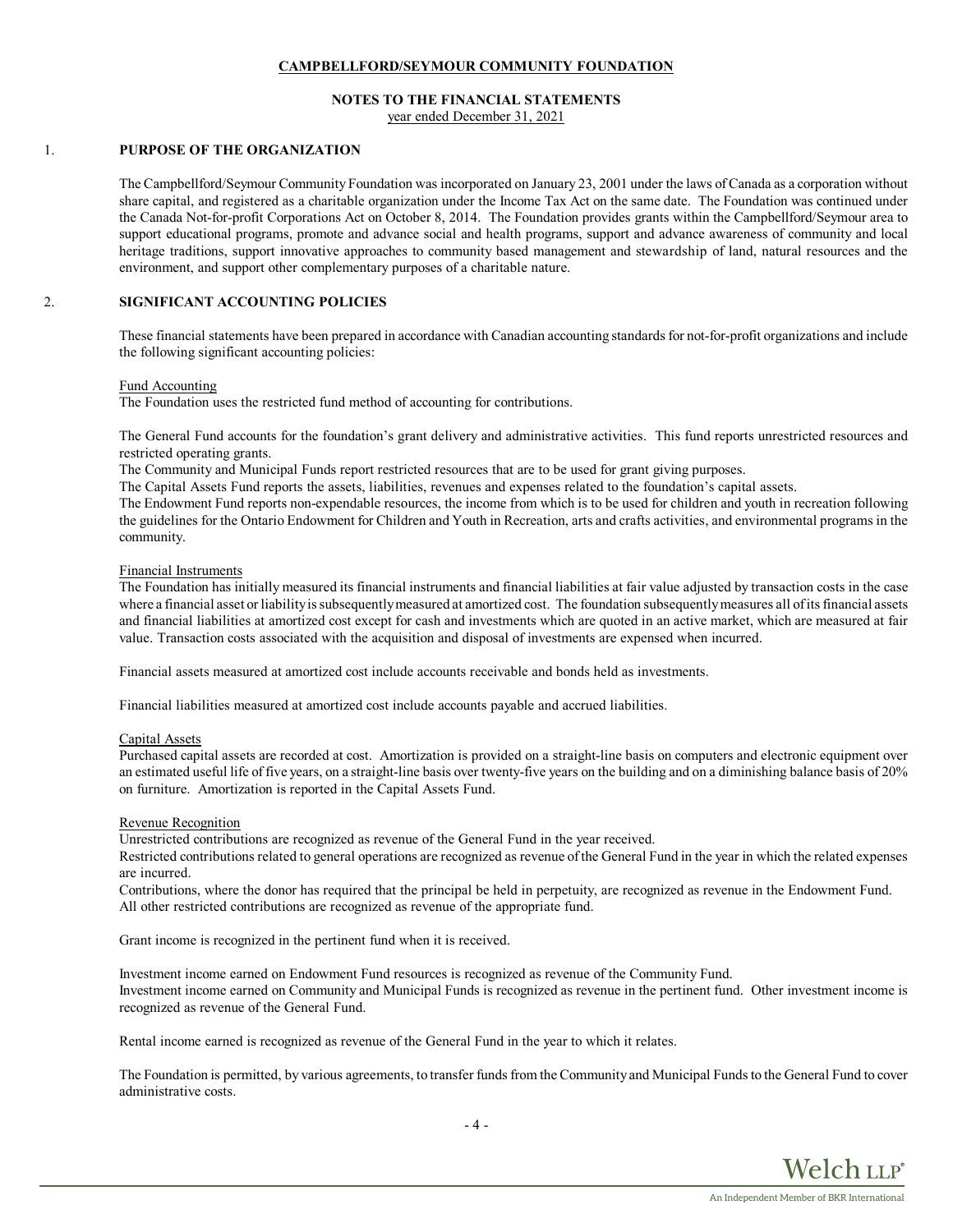# CAMPBELLFORD/SEYMOUR COMMUNITY FOUNDATION

## NOTES TO THE FINANCIAL STATEMENTS

year ended December 31, 2021

## 1. PURPOSE OF THE ORGANIZATION

The Campbellford/Seymour Community Foundation was incorporated on January 23, 2001 under the laws of Canada as a corporation without share capital, and registered as a charitable organization under the Income Tax Act on the same date. The Foundation was continued under the Canada Not-for-profit Corporations Act on October 8, 2014. The Foundation provides grants within the Campbellford/Seymour area to support educational programs, promote and advance social and health programs, support and advance awareness of community and local heritage traditions, support innovative approaches to community based management and stewardship of land, natural resources and the environment, and support other complementary purposes of a charitable nature.

## 2. SIGNIFICANT ACCOUNTING POLICIES

These financial statements have been prepared in accordance with Canadian accounting standards for not-for-profit organizations and include the following significant accounting policies:

### Fund Accounting

The Foundation uses the restricted fund method of accounting for contributions.

The General Fund accounts for the foundation's grant delivery and administrative activities. This fund reports unrestricted resources and restricted operating grants.

The Community and Municipal Funds report restricted resources that are to be used for grant giving purposes.

The Capital Assets Fund reports the assets, liabilities, revenues and expenses related to the foundation's capital assets.

The Endowment Fund reports non-expendable resources, the income from which is to be used for children and youth in recreation following the guidelines for the Ontario Endowment for Children and Youth in Recreation, arts and crafts activities, and environmental programs in the community.

### Financial Instruments

The Foundation has initially measured its financial instruments and financial liabilities at fair value adjusted by transaction costs in the case where a financial asset or liability is subsequently measured at amortized cost. The foundation subsequently measures all of its financial assets and financial liabilities at amortized cost except for cash and investments which are quoted in an active market, which are measured at fair value. Transaction costs associated with the acquisition and disposal of investments are expensed when incurred.

Financial assets measured at amortized cost include accounts receivable and bonds held as investments.

Financial liabilities measured at amortized cost include accounts payable and accrued liabilities.

### Capital Assets

Purchased capital assets are recorded at cost. Amortization is provided on a straight-line basis on computers and electronic equipment over an estimated useful life of five years, on a straight-line basis over twenty-five years on the building and on a diminishing balance basis of 20% on furniture. Amortization is reported in the Capital Assets Fund.

### Revenue Recognition

Unrestricted contributions are recognized as revenue of the General Fund in the year received.

Restricted contributions related to general operations are recognized as revenue of the General Fund in the year in which the related expenses are incurred.

Contributions, where the donor has required that the principal be held in perpetuity, are recognized as revenue in the Endowment Fund.

All other restricted contributions are recognized as revenue of the appropriate fund.

Grant income is recognized in the pertinent fund when it is received.

Investment income earned on Endowment Fund resources is recognized as revenue of the Community Fund.

Investment income earned on Community and Municipal Funds is recognized as revenue in the pertinent fund. Other investment income is recognized as revenue of the General Fund.

Rental income earned is recognized as revenue of the General Fund in the year to which it relates.

The Foundation is permitted, by various agreements, to transfer funds from the Community and Municipal Funds to the General Fund to cover administrative costs.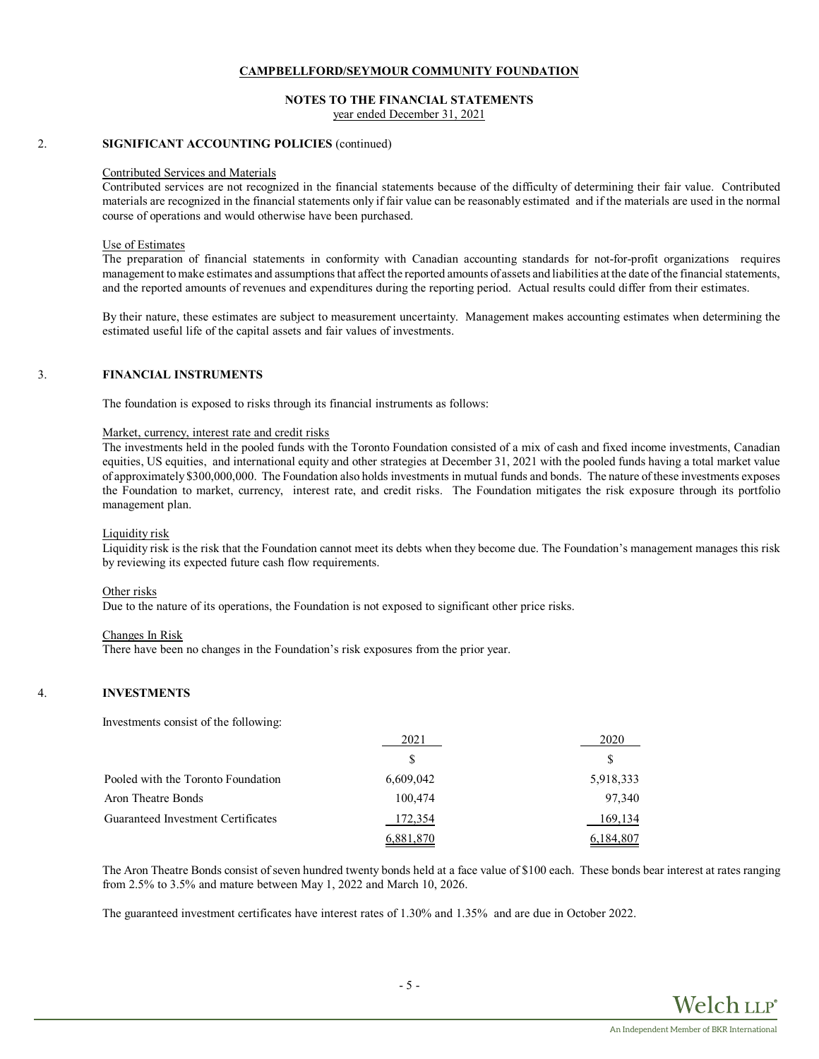**CAMPBELLFORD/SEYMOUR COMMUNITY FOUNDATION**

**NOTES TO THE FINANCIAL STATEMENTS**
year ended December 31, 2021

## 2. SIGNIFICANT ACCOUNTING POLICIES (continued)

Contributed Services and Materials

Contributed services are not recognized in the financial statements because of the difficulty of determining their fair value. Contributed materials are recognized in the financial statements only if fair value can be reasonably estimated and if the materials are used in the normal course of operations and would otherwise have been purchased.

Use of Estimates

The preparation of financial statements in conformity with Canadian accounting standards for not-for-profit organizations requires management to make estimates and assumptions that affect the reported amounts of assets and liabilities at the date of the financial statements, and the reported amounts of revenues and expenditures during the reporting period. Actual results could differ from their estimates.

By their nature, these estimates are subject to measurement uncertainty. Management makes accounting estimates when determining the estimated useful life of the capital assets and fair values of investments.

## 3. FINANCIAL INSTRUMENTS

The foundation is exposed to risks through its financial instruments as follows:

Market, currency, interest rate and credit risks

The investments held in the pooled funds with the Toronto Foundation consisted of a mix of cash and fixed income investments, Canadian equities, US equities, and international equity and other strategies at December 31, 2021 with the pooled funds having a total market value of approximately $300,000,000. The Foundation also holds investments in mutual funds and bonds. The nature of these investments exposes the Foundation to market, currency, interest rate, and credit risks. The Foundation mitigates the risk exposure through its portfolio management plan.

Liquidity risk

Liquidity risk is the risk that the Foundation cannot meet its debts when they become due. The Foundation's management manages this risk by reviewing its expected future cash flow requirements.

Other risks

Due to the nature of its operations, the Foundation is not exposed to significant other price risks.

Changes In Risk

There have been no changes in the Foundation's risk exposures from the prior year.

## 4. INVESTMENTS

Investments consist of the following:

| | 2021 | 2020 |
|---|---|---|
| | $ | $ |
| Pooled with the Toronto Foundation | 6,609,042 | 5,918,333 |
| Aron Theatre Bonds | 100,474 | 97,340 |
| Guaranteed Investment Certificates | 172,354 | 169,134 |
| | 6,881,870 | 6,184,807 |

The Aron Theatre Bonds consist of seven hundred twenty bonds held at a face value of $100 each. These bonds bear interest at rates ranging from 2.5% to 3.5% and mature between May 1, 2022 and March 10, 2026.

The guaranteed investment certificates have interest rates of 1.30% and 1.35% and are due in October 2022.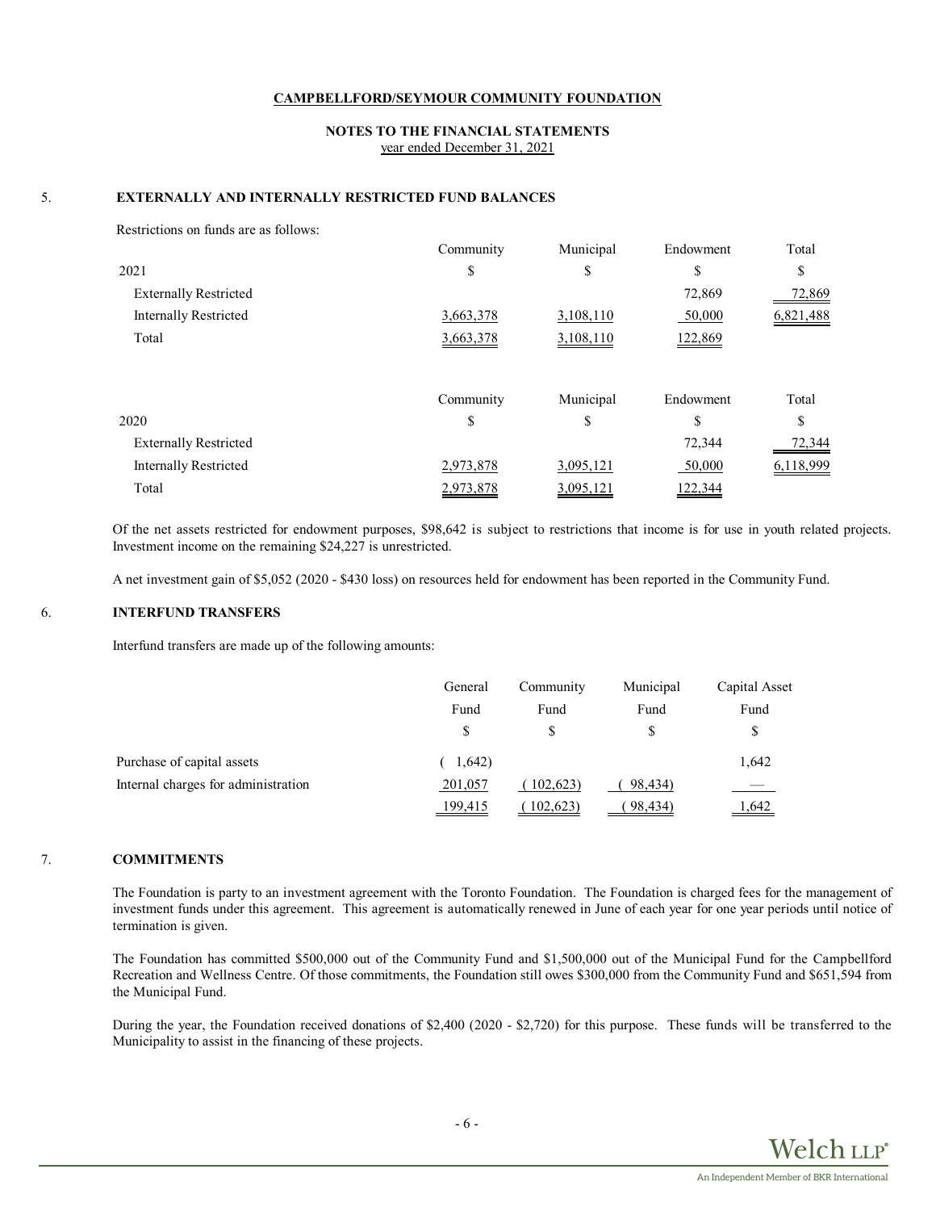**CAMPBELLFORD/SEYMOUR COMMUNITY FOUNDATION**

**NOTES TO THE FINANCIAL STATEMENTS**
year ended December 31, 2021

## 5. EXTERNALLY AND INTERNALLY RESTRICTED FUND BALANCES

Restrictions on funds are as follows:

| | Community | Municipal | Endowment | Total |
|---|---|---|---|---|
| 2021 | $ | $ | $ | $ |
| Externally Restricted | | | 72,869 | 72,869 |
| Internally Restricted | 3,663,378 | 3,108,110 | 50,000 | 6,821,488 |
| Total | 3,663,378 | 3,108,110 | 122,869 | |

| | Community | Municipal | Endowment | Total |
|---|---|---|---|---|
| 2020 | $ | $ | $ | $ |
| Externally Restricted | | | 72,344 | 72,344 |
| Internally Restricted | 2,973,878 | 3,095,121 | 50,000 | 6,118,999 |
| Total | 2,973,878 | 3,095,121 | 122,344 | |

Of the net assets restricted for endowment purposes, $98,642 is subject to restrictions that income is for use in youth related projects. Investment income on the remaining $24,227 is unrestricted.

A net investment gain of $5,052 (2020 - $430 loss) on resources held for endowment has been reported in the Community Fund.

## 6. INTERFUND TRANSFERS

Interfund transfers are made up of the following amounts:

| | General Fund | Community Fund | Municipal Fund | Capital Asset Fund |
|---|---|---|---|---|
| | $ | $ | $ | $ |
| Purchase of capital assets | ( 1,642) | | | 1,642 |
| Internal charges for administration | 201,057 | ( 102,623) | ( 98,434) | — |
| | 199,415 | ( 102,623) | ( 98,434) | 1,642 |

## 7. COMMITMENTS

The Foundation is party to an investment agreement with the Toronto Foundation. The Foundation is charged fees for the management of investment funds under this agreement. This agreement is automatically renewed in June of each year for one year periods until notice of termination is given.

The Foundation has committed $500,000 out of the Community Fund and $1,500,000 out of the Municipal Fund for the Campbellford Recreation and Wellness Centre. Of those commitments, the Foundation still owes $300,000 from the Community Fund and $651,594 from the Municipal Fund.

During the year, the Foundation received donations of $2,400 (2020 - $2,720) for this purpose. These funds will be transferred to the Municipality to assist in the financing of these projects.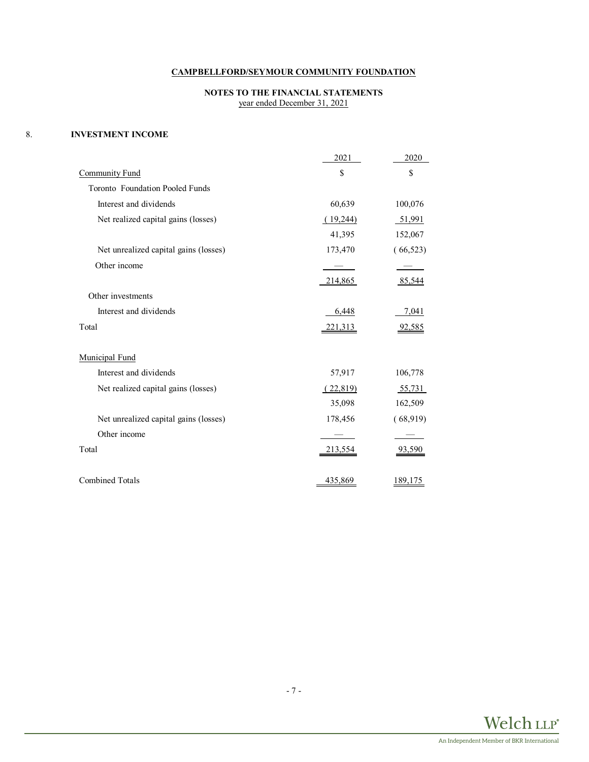**CAMPBELLFORD/SEYMOUR COMMUNITY FOUNDATION**

**NOTES TO THE FINANCIAL STATEMENTS**
year ended December 31, 2021

## 8. INVESTMENT INCOME

| | 2021 | 2020 |
|---|---|---|
| Community Fund | $ | $ |
| Toronto Foundation Pooled Funds | | |
| Interest and dividends | 60,639 | 100,076 |
| Net realized capital gains (losses) | ( 19,244) | 51,991 |
| | 41,395 | 152,067 |
| Net unrealized capital gains (losses) | 173,470 | ( 66,523) |
| Other income | — | — |
| | 214,865 | 85,544 |
| Other investments | | |
| Interest and dividends | 6,448 | 7,041 |
| Total | 221,313 | 92,585 |
| | | |
| Municipal Fund | | |
| Interest and dividends | 57,917 | 106,778 |
| Net realized capital gains (losses) | ( 22,819) | 55,731 |
| | 35,098 | 162,509 |
| Net unrealized capital gains (losses) | 178,456 | ( 68,919) |
| Other income | — | — |
| Total | 213,554 | 93,590 |
| | | |
| Combined Totals | 435,869 | 189,175 |